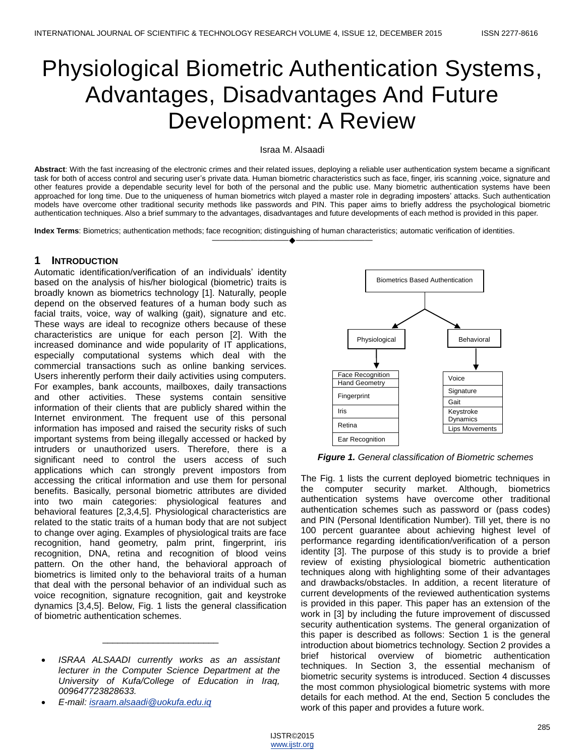# Physiological Biometric Authentication Systems, Advantages, Disadvantages And Future Development: A Review

Israa M. Alsaadi

**Abstract**: With the fast increasing of the electronic crimes and their related issues, deploying a reliable user authentication system became a significant task for both of access control and securing user's private data. Human biometric characteristics such as face, finger, iris scanning ,voice, signature and other features provide a dependable security level for both of the personal and the public use. Many biometric authentication systems have been approached for long time. Due to the uniqueness of human biometrics witch played a master role in degrading imposters' attacks. Such authentication models have overcome other traditional security methods like passwords and PIN. This paper aims to briefly address the psychological biometric authentication techniques. Also a brief summary to the advantages, disadvantages and future developments of each method is provided in this paper.

**Index Terms**: Biometrics; authentication methods; face recognition; distinguishing of human characteristics; automatic verification of identities.

---

## 1 INTRODUCTION

Automatic identification/verification of an individuals' identity based on the analysis of his/her biological (biometric) traits is broadly known as biometrics technology [1]. Naturally, people depend on the observed features of a human body such as facial traits, voice, way of walking (gait), signature and etc. These ways are ideal to recognize others because of these characteristics are unique for each person [2]. With the increased dominance and wide popularity of IT applications, especially computational systems which deal with the commercial transactions such as online banking services. Users inherently perform their daily activities using computers. For examples, bank accounts, mailboxes, daily transactions and other activities. These systems contain sensitive information of their clients that are publicly shared within the Internet environment. The frequent use of this personal information has imposed and raised the security risks of such important systems from being illegally accessed or hacked by intruders or unauthorized users. Therefore, there is a significant need to control the users access of such applications which can strongly prevent impostors from accessing the critical information and use them for personal benefits. Basically, personal biometric attributes are divided into two main categories: physiological features and behavioral features [2,3,4,5]. Physiological characteristics are related to the static traits of a human body that are not subject to change over aging. Examples of physiological traits are face recognition, hand geometry, palm print, fingerprint, iris recognition, DNA, retina and recognition of blood veins pattern. On the other hand, the behavioral approach of biometrics is limited only to the behavioral traits of a human that deal with the personal behavior of an individual such as voice recognition, signature recognition, gait and keystroke dynamics [3,4,5]. Below, Fig. 1 lists the general classification of biometric authentication schemes.

- Biometrics Based Authentication
  - Physiological: Face Recognition; Hand Geometry; Fingerprint; Iris; Retina; Ear Recognition
  - Behavioral: Voice; Signature; Gait; Keystroke Dynamics; Lips Movements

***Figure 1.*** *General classification of Biometric schemes*

The Fig. 1 lists the current deployed biometric techniques in the computer security market. Although, biometrics authentication systems have overcome other traditional authentication schemes such as password or (pass codes) and PIN (Personal Identification Number). Till yet, there is no 100 percent guarantee about achieving highest level of performance regarding identification/verification of a person identity [3]. The purpose of this study is to provide a brief review of existing physiological biometric authentication techniques along with highlighting some of their advantages and drawbacks/obstacles. In addition, a recent literature of current developments of the reviewed authentication systems is provided in this paper. This paper has an extension of the work in [3] by including the future improvement of discussed security authentication systems. The general organization of this paper is described as follows: Section 1 is the general introduction about biometrics technology. Section 2 provides a brief historical overview of biometric authentication techniques. In Section 3, the essential mechanism of biometric security systems is introduced. Section 4 discusses the most common physiological biometric systems with more details for each method. At the end, Section 5 concludes the work of this paper and provides a future work.

---

- *ISRAA ALSAADI currently works as an assistant lecturer in the Computer Science Department at the University of Kufa/College of Education in Iraq, 009647723828633.*
- *E-mail: israam.alsaadi@uokufa.edu.iq*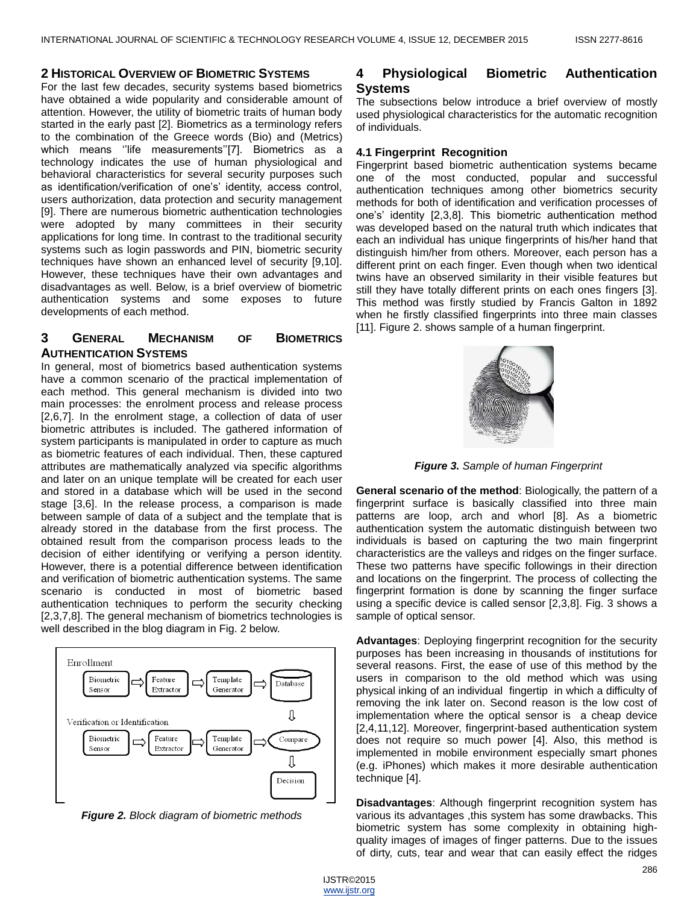## 2 Historical Overview of Biometric Systems

For the last few decades, security systems based biometrics have obtained a wide popularity and considerable amount of attention. However, the utility of biometric traits of human body started in the early past [2]. Biometrics as a terminology refers to the combination of the Greece words (Bio) and (Metrics) which means ''life measurements''[7]. Biometrics as a technology indicates the use of human physiological and behavioral characteristics for several security purposes such as identification/verification of one's' identity, access control, users authorization, data protection and security management [9]. There are numerous biometric authentication technologies were adopted by many committees in their security applications for long time. In contrast to the traditional security systems such as login passwords and PIN, biometric security techniques have shown an enhanced level of security [9,10]. However, these techniques have their own advantages and disadvantages as well. Below, is a brief overview of biometric authentication systems and some exposes to future developments of each method.

## 3 General Mechanism of Biometrics Authentication Systems

In general, most of biometrics based authentication systems have a common scenario of the practical implementation of each method. This general mechanism is divided into two main processes: the enrolment process and release process [2,6,7]. In the enrolment stage, a collection of data of user biometric attributes is included. The gathered information of system participants is manipulated in order to capture as much as biometric features of each individual. Then, these captured attributes are mathematically analyzed via specific algorithms and later on an unique template will be created for each user and stored in a database which will be used in the second stage [3,6]. In the release process, a comparison is made between sample of data of a subject and the template that is already stored in the database from the first process. The obtained result from the comparison process leads to the decision of either identifying or verifying a person identity. However, there is a potential difference between identification and verification of biometric authentication systems. The same scenario is conducted in most of biometric based authentication techniques to perform the security checking [2,3,7,8]. The general mechanism of biometrics technologies is well described in the blog diagram in Fig. 2 below.

Enrollment: Biometric Sensor ⇨ Feature Extractor ⇨ Template Generator ⇨ Database

Verification or Identification: Biometric Sensor ⇨ Feature Extractor ⇨ Template Generator ⇨ Compare ⇨ Decision

***Figure 2.*** *Block diagram of biometric methods*

## 4 Physiological Biometric Authentication Systems

The subsections below introduce a brief overview of mostly used physiological characteristics for the automatic recognition of individuals.

### 4.1 Fingerprint Recognition

Fingerprint based biometric authentication systems became one of the most conducted, popular and successful authentication techniques among other biometrics security methods for both of identification and verification processes of one's' identity [2,3,8]. This biometric authentication method was developed based on the natural truth which indicates that each an individual has unique fingerprints of his/her hand that distinguish him/her from others. Moreover, each person has a different print on each finger. Even though when two identical twins have an observed similarity in their visible features but still they have totally different prints on each ones fingers [3]. This method was firstly studied by Francis Galton in 1892 when he firstly classified fingerprints into three main classes [11]. Figure 2. shows sample of a human fingerprint.

***Figure 3.*** *Sample of human Fingerprint*

**General scenario of the method**: Biologically, the pattern of a fingerprint surface is basically classified into three main patterns are loop, arch and whorl [8]. As a biometric authentication system the automatic distinguish between two individuals is based on capturing the two main fingerprint characteristics are the valleys and ridges on the finger surface. These two patterns have specific followings in their direction and locations on the fingerprint. The process of collecting the fingerprint formation is done by scanning the finger surface using a specific device is called sensor [2,3,8]. Fig. 3 shows a sample of optical sensor.

**Advantages**: Deploying fingerprint recognition for the security purposes has been increasing in thousands of institutions for several reasons. First, the ease of use of this method by the users in comparison to the old method which was using physical inking of an individual fingertip in which a difficulty of removing the ink later on. Second reason is the low cost of implementation where the optical sensor is a cheap device [2,4,11,12]. Moreover, fingerprint-based authentication system does not require so much power [4]. Also, this method is implemented in mobile environment especially smart phones (e.g. iPhones) which makes it more desirable authentication technique [4].

**Disadvantages**: Although fingerprint recognition system has various its advantages ,this system has some drawbacks. This biometric system has some complexity in obtaining high-quality images of images of finger patterns. Due to the issues of dirty, cuts, tear and wear that can easily effect the ridges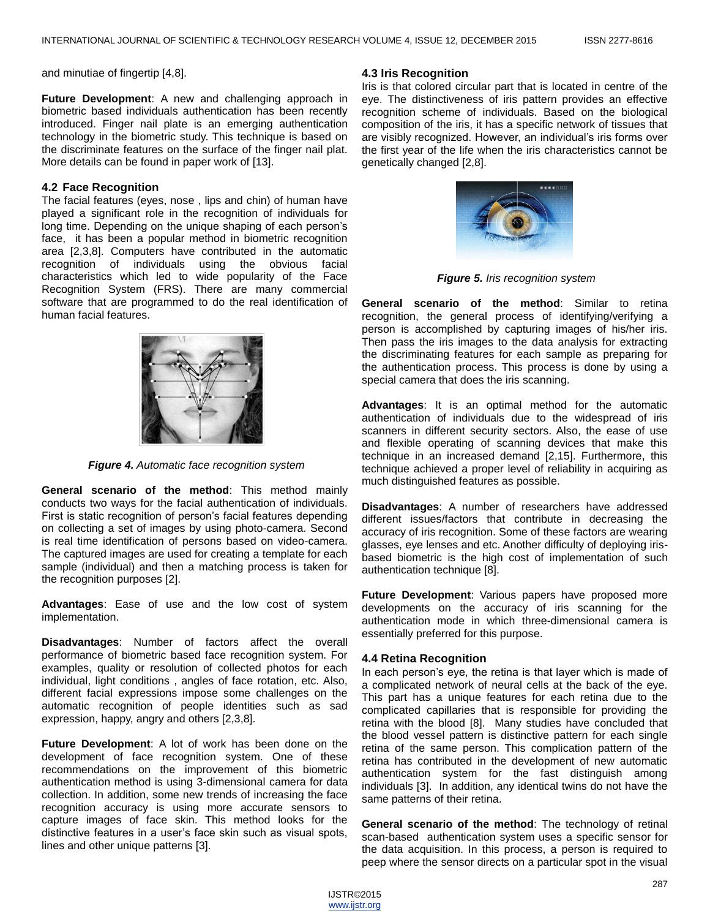and minutiae of fingertip [4,8].

**Future Development**: A new and challenging approach in biometric based individuals authentication has been recently introduced. Finger nail plate is an emerging authentication technology in the biometric study. This technique is based on the discriminate features on the surface of the finger nail plat. More details can be found in paper work of [13].

### 4.2 Face Recognition

The facial features (eyes, nose , lips and chin) of human have played a significant role in the recognition of individuals for long time. Depending on the unique shaping of each person's face, it has been a popular method in biometric recognition area [2,3,8]. Computers have contributed in the automatic recognition of individuals using the obvious facial characteristics which led to wide popularity of the Face Recognition System (FRS). There are many commercial software that are programmed to do the real identification of human facial features.

***Figure 4.*** *Automatic face recognition system*

**General scenario of the method**: This method mainly conducts two ways for the facial authentication of individuals. First is static recognition of person's facial features depending on collecting a set of images by using photo-camera. Second is real time identification of persons based on video-camera. The captured images are used for creating a template for each sample (individual) and then a matching process is taken for the recognition purposes [2].

**Advantages**: Ease of use and the low cost of system implementation.

**Disadvantages**: Number of factors affect the overall performance of biometric based face recognition system. For examples, quality or resolution of collected photos for each individual, light conditions , angles of face rotation, etc. Also, different facial expressions impose some challenges on the automatic recognition of people identities such as sad expression, happy, angry and others [2,3,8].

**Future Development**: A lot of work has been done on the development of face recognition system. One of these recommendations on the improvement of this biometric authentication method is using 3-dimensional camera for data collection. In addition, some new trends of increasing the face recognition accuracy is using more accurate sensors to capture images of face skin. This method looks for the distinctive features in a user's face skin such as visual spots, lines and other unique patterns [3].

### 4.3 Iris Recognition

Iris is that colored circular part that is located in centre of the eye. The distinctiveness of iris pattern provides an effective recognition scheme of individuals. Based on the biological composition of the iris, it has a specific network of tissues that are visibly recognized. However, an individual's iris forms over the first year of the life when the iris characteristics cannot be genetically changed [2,8].

***Figure 5.*** *Iris recognition system*

**General scenario of the method**: Similar to retina recognition, the general process of identifying/verifying a person is accomplished by capturing images of his/her iris. Then pass the iris images to the data analysis for extracting the discriminating features for each sample as preparing for the authentication process. This process is done by using a special camera that does the iris scanning.

**Advantages**: It is an optimal method for the automatic authentication of individuals due to the widespread of iris scanners in different security sectors. Also, the ease of use and flexible operating of scanning devices that make this technique in an increased demand [2,15]. Furthermore, this technique achieved a proper level of reliability in acquiring as much distinguished features as possible.

**Disadvantages**: A number of researchers have addressed different issues/factors that contribute in decreasing the accuracy of iris recognition. Some of these factors are wearing glasses, eye lenses and etc. Another difficulty of deploying iris-based biometric is the high cost of implementation of such authentication technique [8].

**Future Development**: Various papers have proposed more developments on the accuracy of iris scanning for the authentication mode in which three-dimensional camera is essentially preferred for this purpose.

### 4.4 Retina Recognition

In each person's eye, the retina is that layer which is made of a complicated network of neural cells at the back of the eye. This part has a unique features for each retina due to the complicated capillaries that is responsible for providing the retina with the blood [8]. Many studies have concluded that the blood vessel pattern is distinctive pattern for each single retina of the same person. This complication pattern of the retina has contributed in the development of new automatic authentication system for the fast distinguish among individuals [3]. In addition, any identical twins do not have the same patterns of their retina.

**General scenario of the method**: The technology of retinal scan-based authentication system uses a specific sensor for the data acquisition. In this process, a person is required to peep where the sensor directs on a particular spot in the visual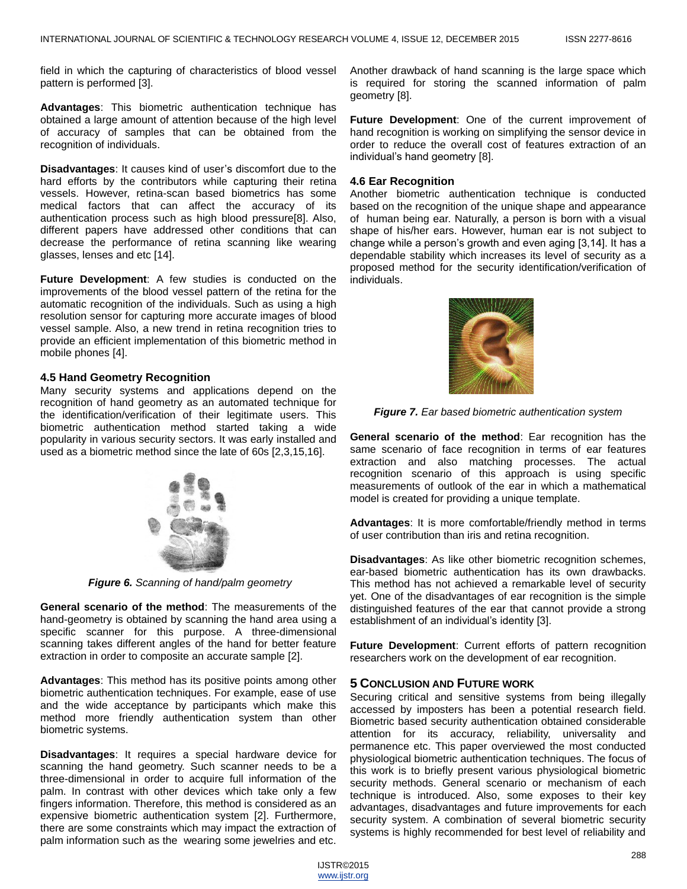field in which the capturing of characteristics of blood vessel pattern is performed [3].

**Advantages**: This biometric authentication technique has obtained a large amount of attention because of the high level of accuracy of samples that can be obtained from the recognition of individuals.

**Disadvantages**: It causes kind of user's discomfort due to the hard efforts by the contributors while capturing their retina vessels. However, retina-scan based biometrics has some medical factors that can affect the accuracy of its authentication process such as high blood pressure[8]. Also, different papers have addressed other conditions that can decrease the performance of retina scanning like wearing glasses, lenses and etc [14].

**Future Development**: A few studies is conducted on the improvements of the blood vessel pattern of the retina for the automatic recognition of the individuals. Such as using a high resolution sensor for capturing more accurate images of blood vessel sample. Also, a new trend in retina recognition tries to provide an efficient implementation of this biometric method in mobile phones [4].

### 4.5 Hand Geometry Recognition

Many security systems and applications depend on the recognition of hand geometry as an automated technique for the identification/verification of their legitimate users. This biometric authentication method started taking a wide popularity in various security sectors. It was early installed and used as a biometric method since the late of 60s [2,3,15,16].

***Figure 6.*** *Scanning of hand/palm geometry*

**General scenario of the method**: The measurements of the hand-geometry is obtained by scanning the hand area using a specific scanner for this purpose. A three-dimensional scanning takes different angles of the hand for better feature extraction in order to composite an accurate sample [2].

**Advantages**: This method has its positive points among other biometric authentication techniques. For example, ease of use and the wide acceptance by participants which make this method more friendly authentication system than other biometric systems.

**Disadvantages**: It requires a special hardware device for scanning the hand geometry. Such scanner needs to be a three-dimensional in order to acquire full information of the palm. In contrast with other devices which take only a few fingers information. Therefore, this method is considered as an expensive biometric authentication system [2]. Furthermore, there are some constraints which may impact the extraction of palm information such as the wearing some jewelries and etc. Another drawback of hand scanning is the large space which is required for storing the scanned information of palm geometry [8].

**Future Development**: One of the current improvement of hand recognition is working on simplifying the sensor device in order to reduce the overall cost of features extraction of an individual's hand geometry [8].

### 4.6 Ear Recognition

Another biometric authentication technique is conducted based on the recognition of the unique shape and appearance of human being ear. Naturally, a person is born with a visual shape of his/her ears. However, human ear is not subject to change while a person's growth and even aging [3,14]. It has a dependable stability which increases its level of security as a proposed method for the security identification/verification of individuals.

***Figure 7.*** *Ear based biometric authentication system*

**General scenario of the method**: Ear recognition has the same scenario of face recognition in terms of ear features extraction and also matching processes. The actual recognition scenario of this approach is using specific measurements of outlook of the ear in which a mathematical model is created for providing a unique template.

**Advantages**: It is more comfortable/friendly method in terms of user contribution than iris and retina recognition.

**Disadvantages**: As like other biometric recognition schemes, ear-based biometric authentication has its own drawbacks. This method has not achieved a remarkable level of security yet. One of the disadvantages of ear recognition is the simple distinguished features of the ear that cannot provide a strong establishment of an individual's identity [3].

**Future Development**: Current efforts of pattern recognition researchers work on the development of ear recognition.

## 5 Conclusion and Future Work

Securing critical and sensitive systems from being illegally accessed by imposters has been a potential research field. Biometric based security authentication obtained considerable attention for its accuracy, reliability, universality and permanence etc. This paper overviewed the most conducted physiological biometric authentication techniques. The focus of this work is to briefly present various physiological biometric security methods. General scenario or mechanism of each technique is introduced. Also, some exposes to their key advantages, disadvantages and future improvements for each security system. A combination of several biometric security systems is highly recommended for best level of reliability and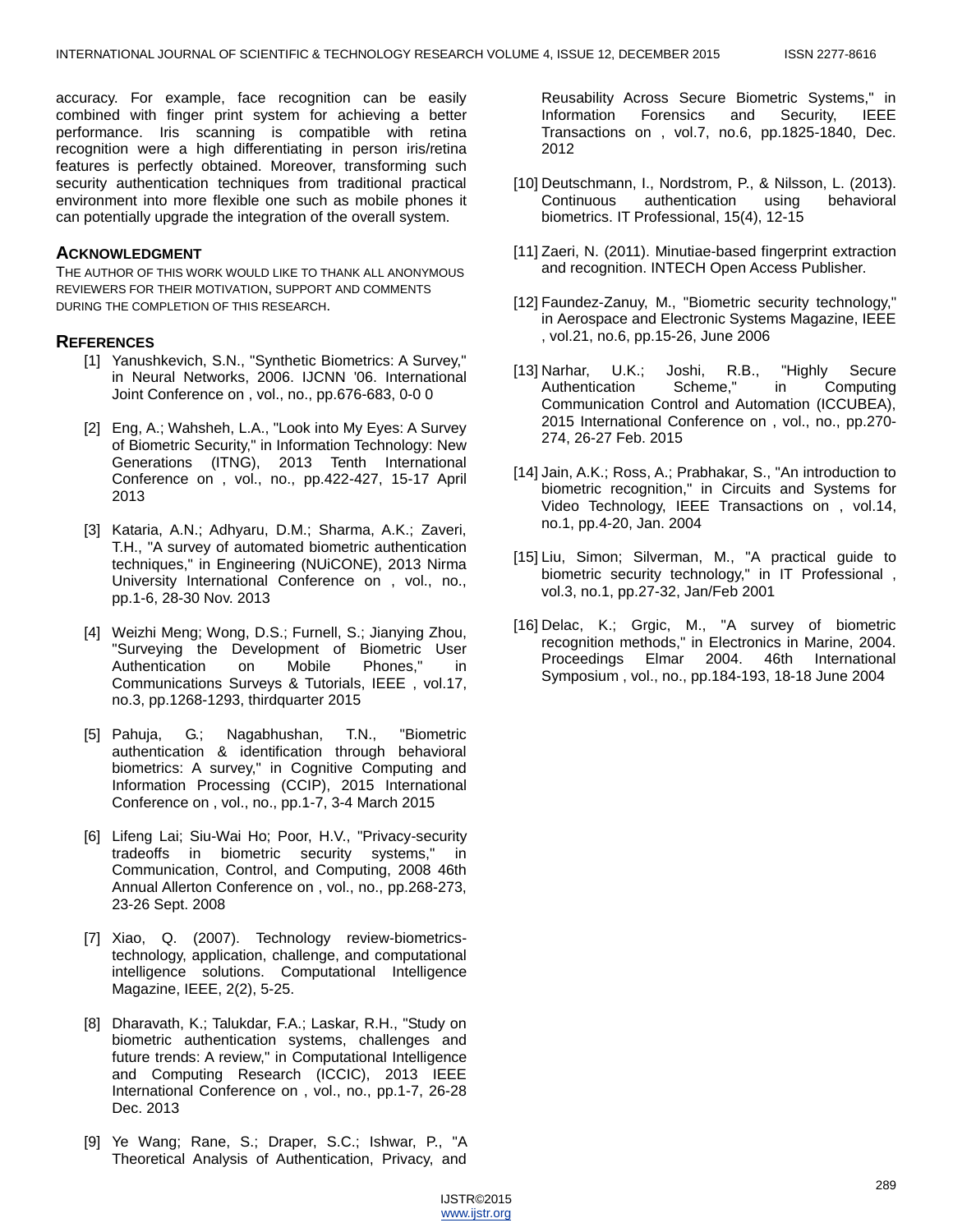accuracy. For example, face recognition can be easily combined with finger print system for achieving a better performance. Iris scanning is compatible with retina recognition were a high differentiating in person iris/retina features is perfectly obtained. Moreover, transforming such security authentication techniques from traditional practical environment into more flexible one such as mobile phones it can potentially upgrade the integration of the overall system.

## Acknowledgment

The author of this work would like to thank all anonymous reviewers for their motivation, support and comments during the completion of this research.

## References

[1] Yanushkevich, S.N., "Synthetic Biometrics: A Survey," in Neural Networks, 2006. IJCNN '06. International Joint Conference on , vol., no., pp.676-683, 0-0 0

[2] Eng, A.; Wahsheh, L.A., "Look into My Eyes: A Survey of Biometric Security," in Information Technology: New Generations (ITNG), 2013 Tenth International Conference on , vol., no., pp.422-427, 15-17 April 2013

[3] Kataria, A.N.; Adhyaru, D.M.; Sharma, A.K.; Zaveri, T.H., "A survey of automated biometric authentication techniques," in Engineering (NUiCONE), 2013 Nirma University International Conference on , vol., no., pp.1-6, 28-30 Nov. 2013

[4] Weizhi Meng; Wong, D.S.; Furnell, S.; Jianying Zhou, "Surveying the Development of Biometric User Authentication on Mobile Phones," in Communications Surveys & Tutorials, IEEE , vol.17, no.3, pp.1268-1293, thirdquarter 2015

[5] Pahuja, G.; Nagabhushan, T.N., "Biometric authentication & identification through behavioral biometrics: A survey," in Cognitive Computing and Information Processing (CCIP), 2015 International Conference on , vol., no., pp.1-7, 3-4 March 2015

[6] Lifeng Lai; Siu-Wai Ho; Poor, H.V., "Privacy-security tradeoffs in biometric security systems," in Communication, Control, and Computing, 2008 46th Annual Allerton Conference on , vol., no., pp.268-273, 23-26 Sept. 2008

[7] Xiao, Q. (2007). Technology review-biometrics-technology, application, challenge, and computational intelligence solutions. Computational Intelligence Magazine, IEEE, 2(2), 5-25.

[8] Dharavath, K.; Talukdar, F.A.; Laskar, R.H., "Study on biometric authentication systems, challenges and future trends: A review," in Computational Intelligence and Computing Research (ICCIC), 2013 IEEE International Conference on , vol., no., pp.1-7, 26-28 Dec. 2013

[9] Ye Wang; Rane, S.; Draper, S.C.; Ishwar, P., "A Theoretical Analysis of Authentication, Privacy, and Reusability Across Secure Biometric Systems," in Information Forensics and Security, IEEE Transactions on , vol.7, no.6, pp.1825-1840, Dec. 2012

[10] Deutschmann, I., Nordstrom, P., & Nilsson, L. (2013). Continuous authentication using behavioral biometrics. IT Professional, 15(4), 12-15

[11] Zaeri, N. (2011). Minutiae-based fingerprint extraction and recognition. INTECH Open Access Publisher.

[12] Faundez-Zanuy, M., "Biometric security technology," in Aerospace and Electronic Systems Magazine, IEEE , vol.21, no.6, pp.15-26, June 2006

[13] Narhar, U.K.; Joshi, R.B., "Highly Secure Authentication Scheme," in Computing Communication Control and Automation (ICCUBEA), 2015 International Conference on , vol., no., pp.270-274, 26-27 Feb. 2015

[14] Jain, A.K.; Ross, A.; Prabhakar, S., "An introduction to biometric recognition," in Circuits and Systems for Video Technology, IEEE Transactions on , vol.14, no.1, pp.4-20, Jan. 2004

[15] Liu, Simon; Silverman, M., "A practical guide to biometric security technology," in IT Professional , vol.3, no.1, pp.27-32, Jan/Feb 2001

[16] Delac, K.; Grgic, M., "A survey of biometric recognition methods," in Electronics in Marine, 2004. Proceedings Elmar 2004. 46th International Symposium , vol., no., pp.184-193, 18-18 June 2004